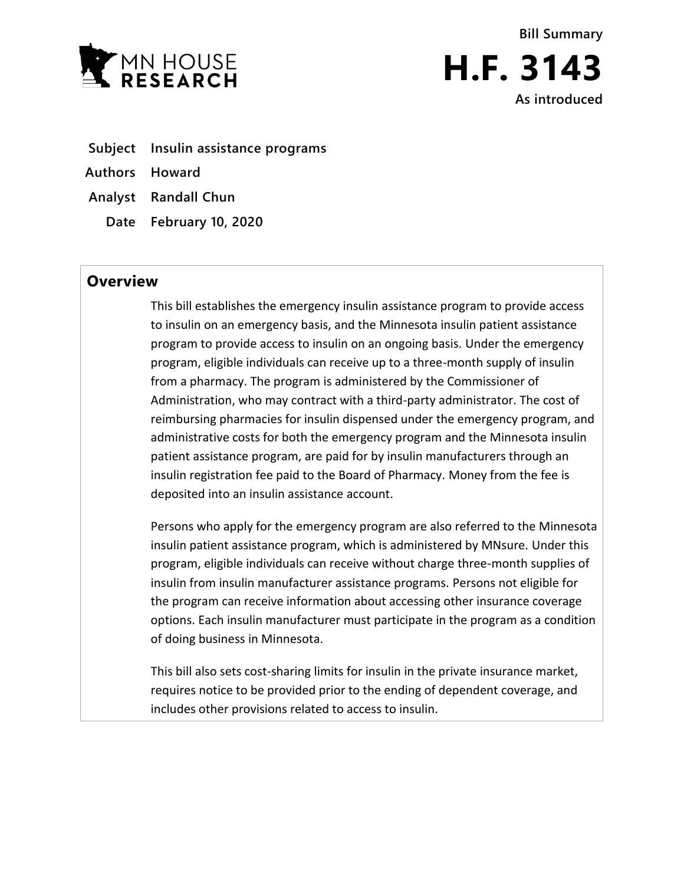MN HOUSE RESEARCH

Bill Summary

# H.F. 3143

As introduced

**Subject** Insulin assistance programs

**Authors** Howard

**Analyst** Randall Chun

**Date** February 10, 2020

## Overview

This bill establishes the emergency insulin assistance program to provide access to insulin on an emergency basis, and the Minnesota insulin patient assistance program to provide access to insulin on an ongoing basis. Under the emergency program, eligible individuals can receive up to a three-month supply of insulin from a pharmacy. The program is administered by the Commissioner of Administration, who may contract with a third-party administrator. The cost of reimbursing pharmacies for insulin dispensed under the emergency program, and administrative costs for both the emergency program and the Minnesota insulin patient assistance program, are paid for by insulin manufacturers through an insulin registration fee paid to the Board of Pharmacy. Money from the fee is deposited into an insulin assistance account.

Persons who apply for the emergency program are also referred to the Minnesota insulin patient assistance program, which is administered by MNsure. Under this program, eligible individuals can receive without charge three-month supplies of insulin from insulin manufacturer assistance programs. Persons not eligible for the program can receive information about accessing other insurance coverage options. Each insulin manufacturer must participate in the program as a condition of doing business in Minnesota.

This bill also sets cost-sharing limits for insulin in the private insurance market, requires notice to be provided prior to the ending of dependent coverage, and includes other provisions related to access to insulin.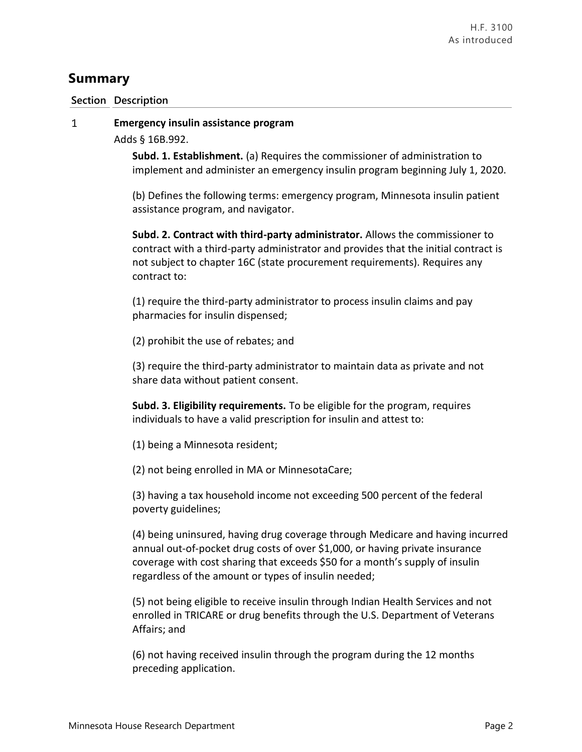## Summary

| Section | Description |
|---|---|
| 1 | **Emergency insulin assistance program** |

Adds § 16B.992.

**Subd. 1. Establishment.** (a) Requires the commissioner of administration to implement and administer an emergency insulin program beginning July 1, 2020.

(b) Defines the following terms: emergency program, Minnesota insulin patient assistance program, and navigator.

**Subd. 2. Contract with third-party administrator.** Allows the commissioner to contract with a third-party administrator and provides that the initial contract is not subject to chapter 16C (state procurement requirements). Requires any contract to:

(1) require the third-party administrator to process insulin claims and pay pharmacies for insulin dispensed;

(2) prohibit the use of rebates; and

(3) require the third-party administrator to maintain data as private and not share data without patient consent.

**Subd. 3. Eligibility requirements.** To be eligible for the program, requires individuals to have a valid prescription for insulin and attest to:

(1) being a Minnesota resident;

(2) not being enrolled in MA or MinnesotaCare;

(3) having a tax household income not exceeding 500 percent of the federal poverty guidelines;

(4) being uninsured, having drug coverage through Medicare and having incurred annual out-of-pocket drug costs of over $1,000, or having private insurance coverage with cost sharing that exceeds $50 for a month's supply of insulin regardless of the amount or types of insulin needed;

(5) not being eligible to receive insulin through Indian Health Services and not enrolled in TRICARE or drug benefits through the U.S. Department of Veterans Affairs; and

(6) not having received insulin through the program during the 12 months preceding application.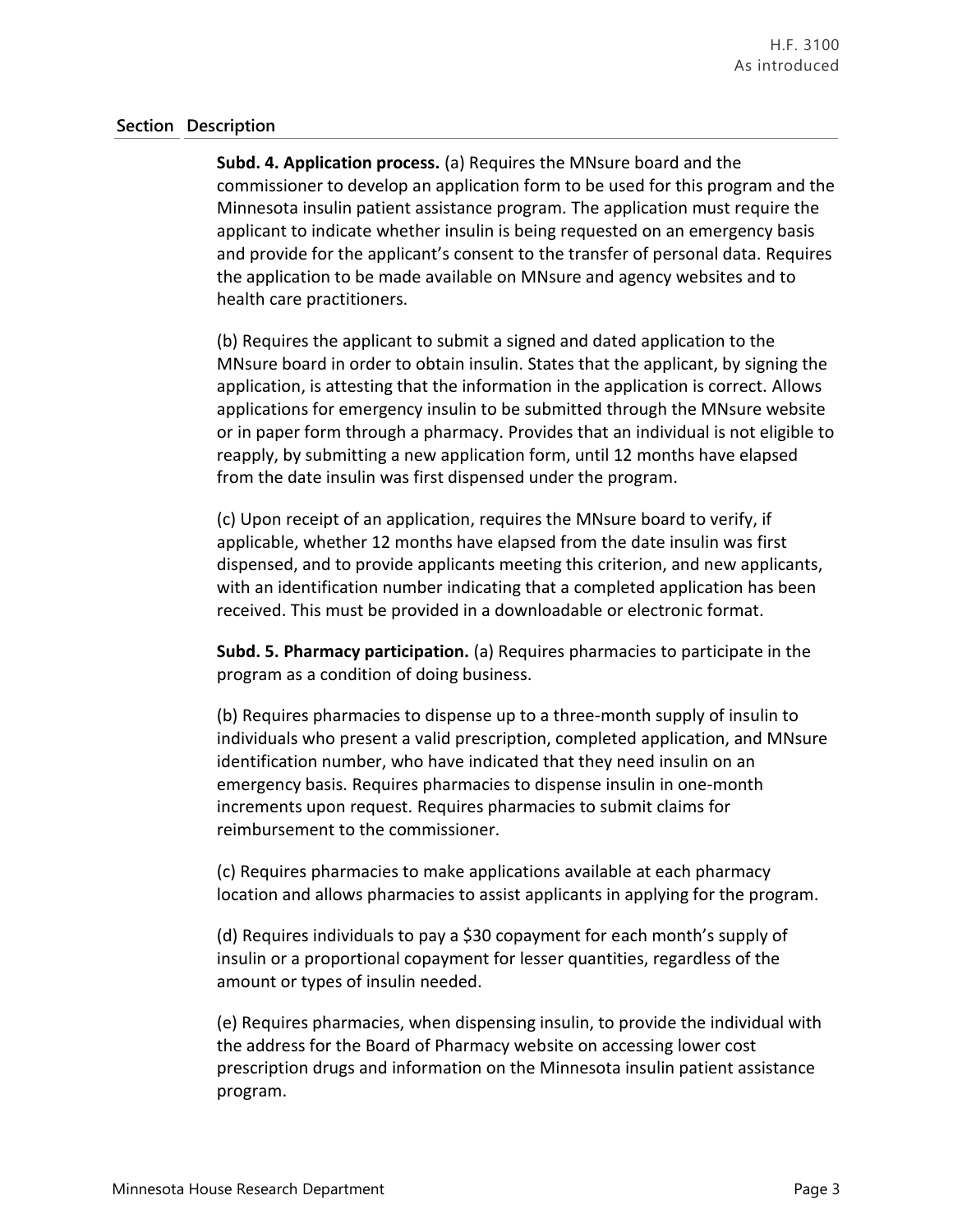| Section | Description |
|---|---|

**Subd. 4. Application process.** (a) Requires the MNsure board and the commissioner to develop an application form to be used for this program and the Minnesota insulin patient assistance program. The application must require the applicant to indicate whether insulin is being requested on an emergency basis and provide for the applicant's consent to the transfer of personal data. Requires the application to be made available on MNsure and agency websites and to health care practitioners.

(b) Requires the applicant to submit a signed and dated application to the MNsure board in order to obtain insulin. States that the applicant, by signing the application, is attesting that the information in the application is correct. Allows applications for emergency insulin to be submitted through the MNsure website or in paper form through a pharmacy. Provides that an individual is not eligible to reapply, by submitting a new application form, until 12 months have elapsed from the date insulin was first dispensed under the program.

(c) Upon receipt of an application, requires the MNsure board to verify, if applicable, whether 12 months have elapsed from the date insulin was first dispensed, and to provide applicants meeting this criterion, and new applicants, with an identification number indicating that a completed application has been received. This must be provided in a downloadable or electronic format.

**Subd. 5. Pharmacy participation.** (a) Requires pharmacies to participate in the program as a condition of doing business.

(b) Requires pharmacies to dispense up to a three-month supply of insulin to individuals who present a valid prescription, completed application, and MNsure identification number, who have indicated that they need insulin on an emergency basis. Requires pharmacies to dispense insulin in one-month increments upon request. Requires pharmacies to submit claims for reimbursement to the commissioner.

(c) Requires pharmacies to make applications available at each pharmacy location and allows pharmacies to assist applicants in applying for the program.

(d) Requires individuals to pay a $30 copayment for each month's supply of insulin or a proportional copayment for lesser quantities, regardless of the amount or types of insulin needed.

(e) Requires pharmacies, when dispensing insulin, to provide the individual with the address for the Board of Pharmacy website on accessing lower cost prescription drugs and information on the Minnesota insulin patient assistance program.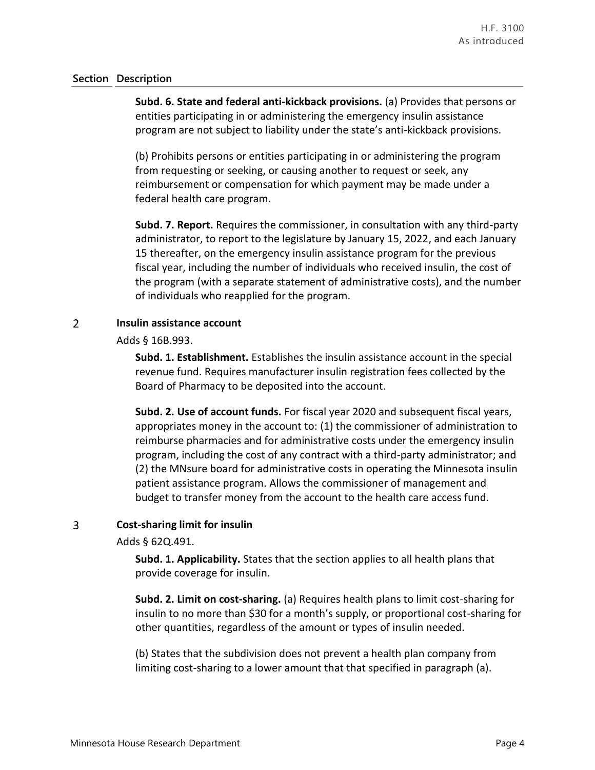| Section | Description |
|---|---|
| | **Subd. 6. State and federal anti-kickback provisions.** (a) Provides that persons or entities participating in or administering the emergency insulin assistance program are not subject to liability under the state's anti-kickback provisions.<br><br>(b) Prohibits persons or entities participating in or administering the program from requesting or seeking, or causing another to request or seek, any reimbursement or compensation for which payment may be made under a federal health care program.<br><br>**Subd. 7. Report.** Requires the commissioner, in consultation with any third-party administrator, to report to the legislature by January 15, 2022, and each January 15 thereafter, on the emergency insulin assistance program for the previous fiscal year, including the number of individuals who received insulin, the cost of the program (with a separate statement of administrative costs), and the number of individuals who reapplied for the program. |
| 2 | **Insulin assistance account**<br><br>Adds § 16B.993.<br><br>**Subd. 1. Establishment.** Establishes the insulin assistance account in the special revenue fund. Requires manufacturer insulin registration fees collected by the Board of Pharmacy to be deposited into the account.<br><br>**Subd. 2. Use of account funds.** For fiscal year 2020 and subsequent fiscal years, appropriates money in the account to: (1) the commissioner of administration to reimburse pharmacies and for administrative costs under the emergency insulin program, including the cost of any contract with a third-party administrator; and (2) the MNsure board for administrative costs in operating the Minnesota insulin patient assistance program. Allows the commissioner of management and budget to transfer money from the account to the health care access fund. |
| 3 | **Cost-sharing limit for insulin**<br><br>Adds § 62Q.491.<br><br>**Subd. 1. Applicability.** States that the section applies to all health plans that provide coverage for insulin.<br><br>**Subd. 2. Limit on cost-sharing.** (a) Requires health plans to limit cost-sharing for insulin to no more than $30 for a month's supply, or proportional cost-sharing for other quantities, regardless of the amount or types of insulin needed.<br><br>(b) States that the subdivision does not prevent a health plan company from limiting cost-sharing to a lower amount that that specified in paragraph (a). |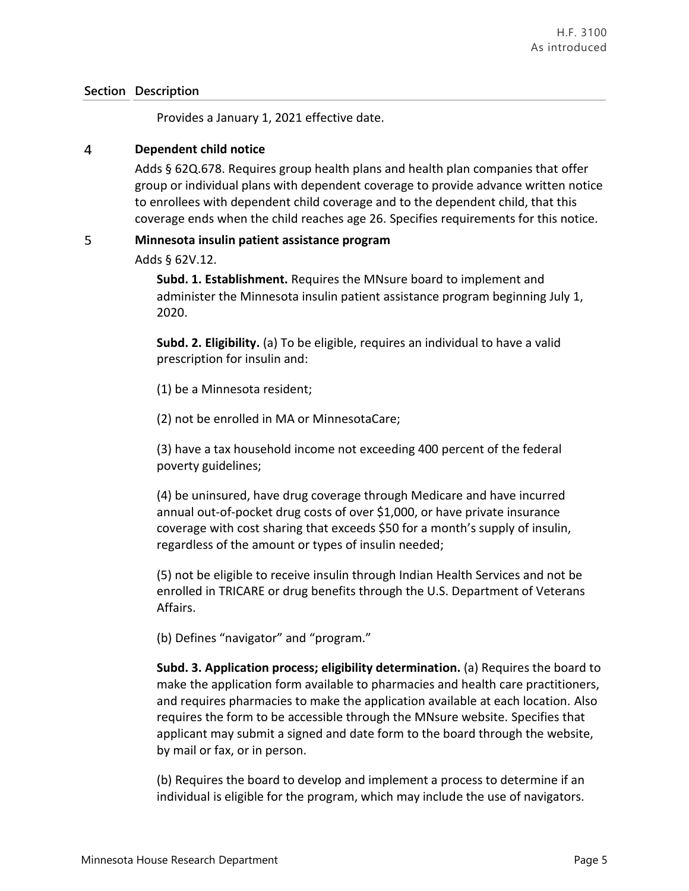| Section | Description |
|---|---|
| | Provides a January 1, 2021 effective date. |
| 4 | **Dependent child notice** |
| | Adds § 62Q.678. Requires group health plans and health plan companies that offer group or individual plans with dependent coverage to provide advance written notice to enrollees with dependent child coverage and to the dependent child, that this coverage ends when the child reaches age 26. Specifies requirements for this notice. |
| 5 | **Minnesota insulin patient assistance program** |
| | Adds § 62V.12. |

**Subd. 1. Establishment.** Requires the MNsure board to implement and administer the Minnesota insulin patient assistance program beginning July 1, 2020.

**Subd. 2. Eligibility.** (a) To be eligible, requires an individual to have a valid prescription for insulin and:

(1) be a Minnesota resident;

(2) not be enrolled in MA or MinnesotaCare;

(3) have a tax household income not exceeding 400 percent of the federal poverty guidelines;

(4) be uninsured, have drug coverage through Medicare and have incurred annual out-of-pocket drug costs of over $1,000, or have private insurance coverage with cost sharing that exceeds $50 for a month's supply of insulin, regardless of the amount or types of insulin needed;

(5) not be eligible to receive insulin through Indian Health Services and not be enrolled in TRICARE or drug benefits through the U.S. Department of Veterans Affairs.

(b) Defines "navigator" and "program."

**Subd. 3. Application process; eligibility determination.** (a) Requires the board to make the application form available to pharmacies and health care practitioners, and requires pharmacies to make the application available at each location. Also requires the form to be accessible through the MNsure website. Specifies that applicant may submit a signed and date form to the board through the website, by mail or fax, or in person.

(b) Requires the board to develop and implement a process to determine if an individual is eligible for the program, which may include the use of navigators.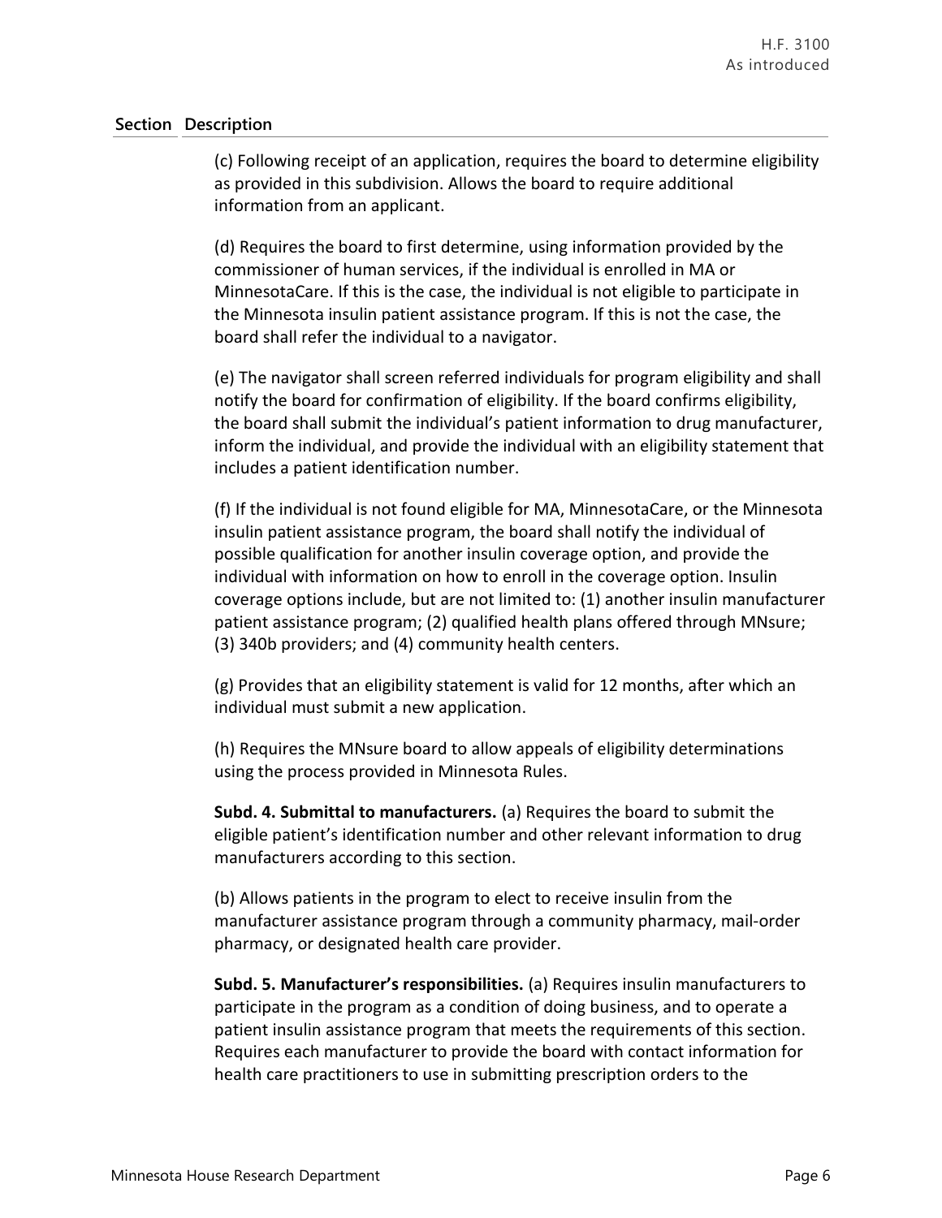| Section | Description |
|---|---|

(c) Following receipt of an application, requires the board to determine eligibility as provided in this subdivision. Allows the board to require additional information from an applicant.

(d) Requires the board to first determine, using information provided by the commissioner of human services, if the individual is enrolled in MA or MinnesotaCare. If this is the case, the individual is not eligible to participate in the Minnesota insulin patient assistance program. If this is not the case, the board shall refer the individual to a navigator.

(e) The navigator shall screen referred individuals for program eligibility and shall notify the board for confirmation of eligibility. If the board confirms eligibility, the board shall submit the individual's patient information to drug manufacturer, inform the individual, and provide the individual with an eligibility statement that includes a patient identification number.

(f) If the individual is not found eligible for MA, MinnesotaCare, or the Minnesota insulin patient assistance program, the board shall notify the individual of possible qualification for another insulin coverage option, and provide the individual with information on how to enroll in the coverage option. Insulin coverage options include, but are not limited to: (1) another insulin manufacturer patient assistance program; (2) qualified health plans offered through MNsure; (3) 340b providers; and (4) community health centers.

(g) Provides that an eligibility statement is valid for 12 months, after which an individual must submit a new application.

(h) Requires the MNsure board to allow appeals of eligibility determinations using the process provided in Minnesota Rules.

**Subd. 4. Submittal to manufacturers.** (a) Requires the board to submit the eligible patient's identification number and other relevant information to drug manufacturers according to this section.

(b) Allows patients in the program to elect to receive insulin from the manufacturer assistance program through a community pharmacy, mail-order pharmacy, or designated health care provider.

**Subd. 5. Manufacturer's responsibilities.** (a) Requires insulin manufacturers to participate in the program as a condition of doing business, and to operate a patient insulin assistance program that meets the requirements of this section. Requires each manufacturer to provide the board with contact information for health care practitioners to use in submitting prescription orders to the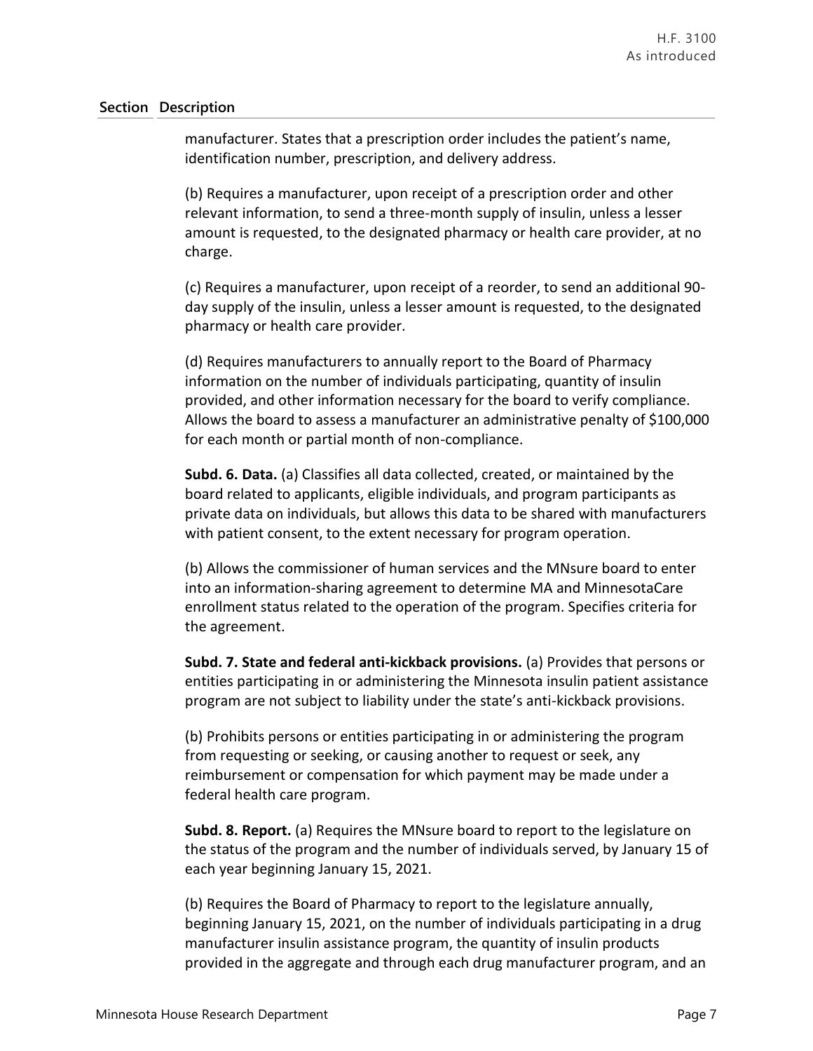| Section | Description |
|---|---|

manufacturer. States that a prescription order includes the patient's name, identification number, prescription, and delivery address.

(b) Requires a manufacturer, upon receipt of a prescription order and other relevant information, to send a three-month supply of insulin, unless a lesser amount is requested, to the designated pharmacy or health care provider, at no charge.

(c) Requires a manufacturer, upon receipt of a reorder, to send an additional 90-day supply of the insulin, unless a lesser amount is requested, to the designated pharmacy or health care provider.

(d) Requires manufacturers to annually report to the Board of Pharmacy information on the number of individuals participating, quantity of insulin provided, and other information necessary for the board to verify compliance. Allows the board to assess a manufacturer an administrative penalty of $100,000 for each month or partial month of non-compliance.

**Subd. 6. Data.** (a) Classifies all data collected, created, or maintained by the board related to applicants, eligible individuals, and program participants as private data on individuals, but allows this data to be shared with manufacturers with patient consent, to the extent necessary for program operation.

(b) Allows the commissioner of human services and the MNsure board to enter into an information-sharing agreement to determine MA and MinnesotaCare enrollment status related to the operation of the program. Specifies criteria for the agreement.

**Subd. 7. State and federal anti-kickback provisions.** (a) Provides that persons or entities participating in or administering the Minnesota insulin patient assistance program are not subject to liability under the state's anti-kickback provisions.

(b) Prohibits persons or entities participating in or administering the program from requesting or seeking, or causing another to request or seek, any reimbursement or compensation for which payment may be made under a federal health care program.

**Subd. 8. Report.** (a) Requires the MNsure board to report to the legislature on the status of the program and the number of individuals served, by January 15 of each year beginning January 15, 2021.

(b) Requires the Board of Pharmacy to report to the legislature annually, beginning January 15, 2021, on the number of individuals participating in a drug manufacturer insulin assistance program, the quantity of insulin products provided in the aggregate and through each drug manufacturer program, and an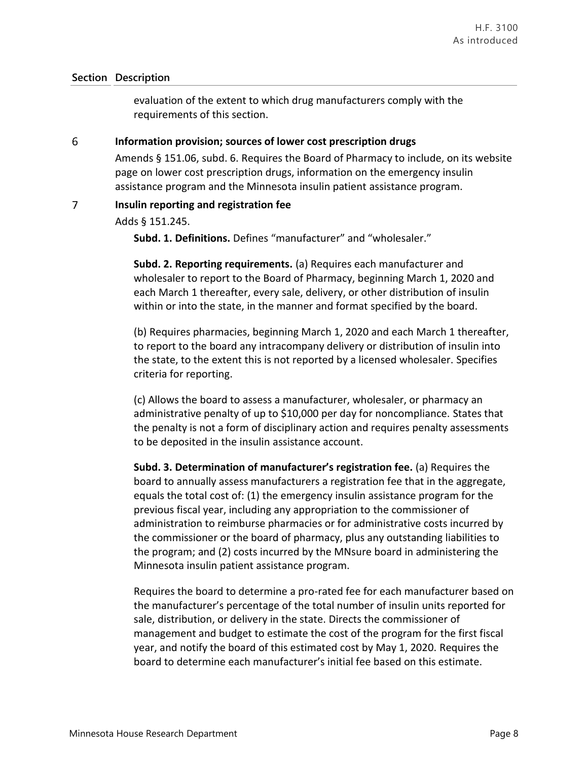| Section | Description |
|---|---|
| | evaluation of the extent to which drug manufacturers comply with the requirements of this section. |
| 6 | **Information provision; sources of lower cost prescription drugs** |
| | Amends § 151.06, subd. 6. Requires the Board of Pharmacy to include, on its website page on lower cost prescription drugs, information on the emergency insulin assistance program and the Minnesota insulin patient assistance program. |
| 7 | **Insulin reporting and registration fee** |
| | Adds § 151.245. |

**Subd. 1. Definitions.** Defines "manufacturer" and "wholesaler."

**Subd. 2. Reporting requirements.** (a) Requires each manufacturer and wholesaler to report to the Board of Pharmacy, beginning March 1, 2020 and each March 1 thereafter, every sale, delivery, or other distribution of insulin within or into the state, in the manner and format specified by the board.

(b) Requires pharmacies, beginning March 1, 2020 and each March 1 thereafter, to report to the board any intracompany delivery or distribution of insulin into the state, to the extent this is not reported by a licensed wholesaler. Specifies criteria for reporting.

(c) Allows the board to assess a manufacturer, wholesaler, or pharmacy an administrative penalty of up to $10,000 per day for noncompliance. States that the penalty is not a form of disciplinary action and requires penalty assessments to be deposited in the insulin assistance account.

**Subd. 3. Determination of manufacturer's registration fee.** (a) Requires the board to annually assess manufacturers a registration fee that in the aggregate, equals the total cost of: (1) the emergency insulin assistance program for the previous fiscal year, including any appropriation to the commissioner of administration to reimburse pharmacies or for administrative costs incurred by the commissioner or the board of pharmacy, plus any outstanding liabilities to the program; and (2) costs incurred by the MNsure board in administering the Minnesota insulin patient assistance program.

Requires the board to determine a pro-rated fee for each manufacturer based on the manufacturer's percentage of the total number of insulin units reported for sale, distribution, or delivery in the state. Directs the commissioner of management and budget to estimate the cost of the program for the first fiscal year, and notify the board of this estimated cost by May 1, 2020. Requires the board to determine each manufacturer's initial fee based on this estimate.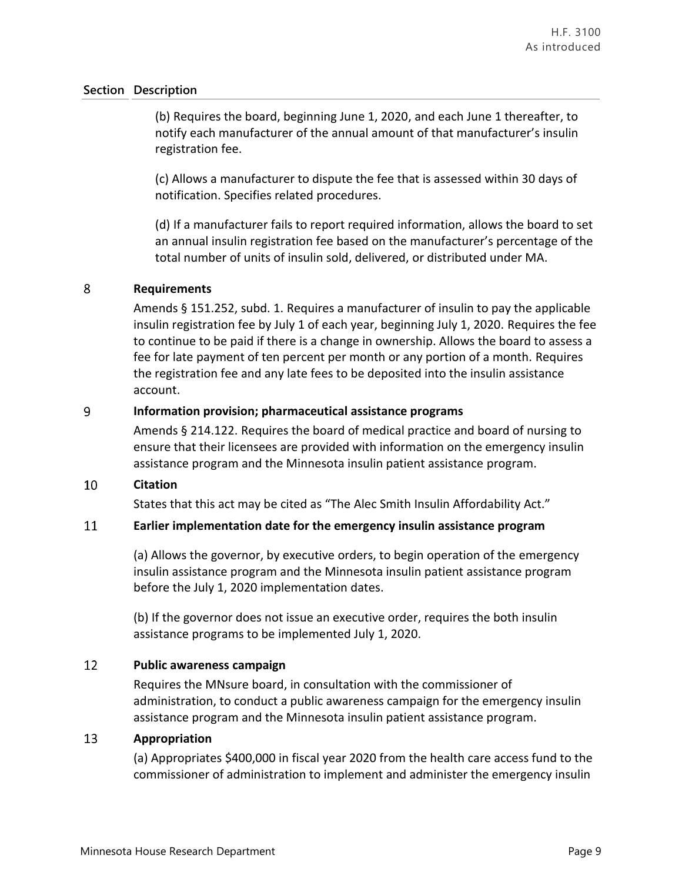| Section | Description |
|---|---|
| | (b) Requires the board, beginning June 1, 2020, and each June 1 thereafter, to notify each manufacturer of the annual amount of that manufacturer's insulin registration fee.<br><br>(c) Allows a manufacturer to dispute the fee that is assessed within 30 days of notification. Specifies related procedures.<br><br>(d) If a manufacturer fails to report required information, allows the board to set an annual insulin registration fee based on the manufacturer's percentage of the total number of units of insulin sold, delivered, or distributed under MA. |
| 8 | **Requirements**<br><br>Amends § 151.252, subd. 1. Requires a manufacturer of insulin to pay the applicable insulin registration fee by July 1 of each year, beginning July 1, 2020. Requires the fee to continue to be paid if there is a change in ownership. Allows the board to assess a fee for late payment of ten percent per month or any portion of a month. Requires the registration fee and any late fees to be deposited into the insulin assistance account. |
| 9 | **Information provision; pharmaceutical assistance programs**<br><br>Amends § 214.122. Requires the board of medical practice and board of nursing to ensure that their licensees are provided with information on the emergency insulin assistance program and the Minnesota insulin patient assistance program. |
| 10 | **Citation**<br><br>States that this act may be cited as "The Alec Smith Insulin Affordability Act." |
| 11 | **Earlier implementation date for the emergency insulin assistance program**<br><br>(a) Allows the governor, by executive orders, to begin operation of the emergency insulin assistance program and the Minnesota insulin patient assistance program before the July 1, 2020 implementation dates.<br><br>(b) If the governor does not issue an executive order, requires the both insulin assistance programs to be implemented July 1, 2020. |
| 12 | **Public awareness campaign**<br><br>Requires the MNsure board, in consultation with the commissioner of administration, to conduct a public awareness campaign for the emergency insulin assistance program and the Minnesota insulin patient assistance program. |
| 13 | **Appropriation**<br><br>(a) Appropriates $400,000 in fiscal year 2020 from the health care access fund to the commissioner of administration to implement and administer the emergency insulin |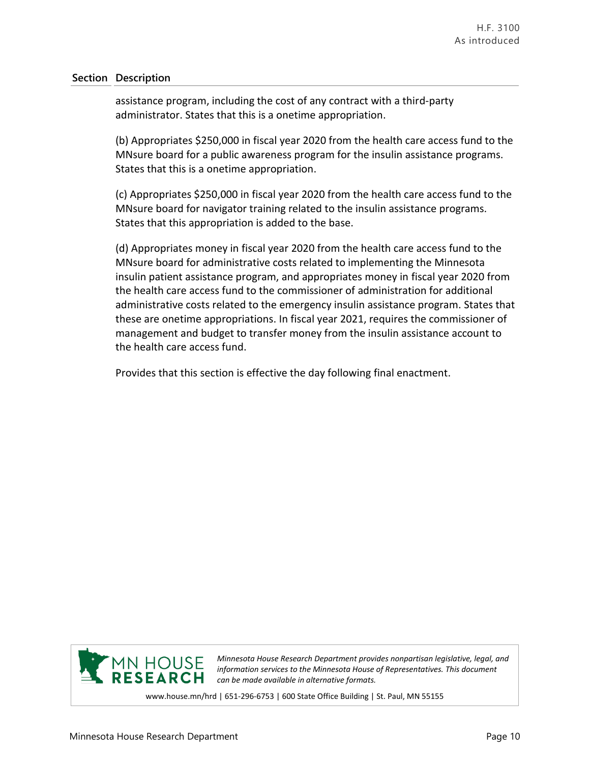| Section | Description |
|---|---|
| | assistance program, including the cost of any contract with a third-party administrator. States that this is a onetime appropriation.<br><br>(b) Appropriates $250,000 in fiscal year 2020 from the health care access fund to the MNsure board for a public awareness program for the insulin assistance programs. States that this is a onetime appropriation.<br><br>(c) Appropriates $250,000 in fiscal year 2020 from the health care access fund to the MNsure board for navigator training related to the insulin assistance programs. States that this appropriation is added to the base.<br><br>(d) Appropriates money in fiscal year 2020 from the health care access fund to the MNsure board for administrative costs related to implementing the Minnesota insulin patient assistance program, and appropriates money in fiscal year 2020 from the health care access fund to the commissioner of administration for additional administrative costs related to the emergency insulin assistance program. States that these are onetime appropriations. In fiscal year 2021, requires the commissioner of management and budget to transfer money from the insulin assistance account to the health care access fund.<br><br>Provides that this section is effective the day following final enactment. |

MN HOUSE RESEARCH

*Minnesota House Research Department provides nonpartisan legislative, legal, and information services to the Minnesota House of Representatives. This document can be made available in alternative formats.*

www.house.mn/hrd | 651-296-6753 | 600 State Office Building | St. Paul, MN 55155